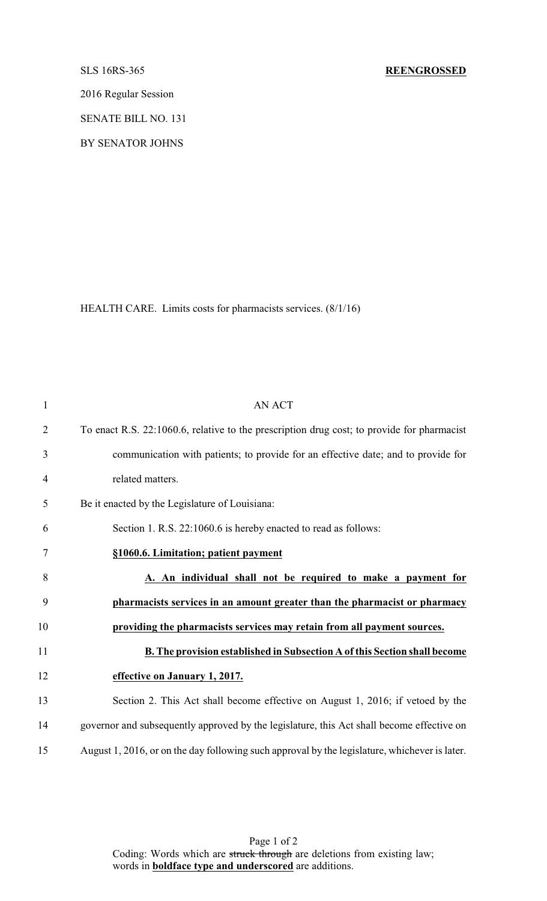SLS 16RS-365 **REENGROSSED**

2016 Regular Session

SENATE BILL NO. 131

BY SENATOR JOHNS

HEALTH CARE. Limits costs for pharmacists services. (8/1/16)

AN ACT

To enact R.S. 22:1060.6, relative to the prescription drug cost; to provide for pharmacist communication with patients; to provide for an effective date; and to provide for related matters.

Be it enacted by the Legislature of Louisiana:

Section 1. R.S. 22:1060.6 is hereby enacted to read as follows:

**§1060.6. Limitation; patient payment**

**A. An individual shall not be required to make a payment for pharmacists services in an amount greater than the pharmacist or pharmacy providing the pharmacists services may retain from all payment sources.**

**B. The provision established in Subsection A of this Section shall become effective on January 1, 2017.**

Section 2. This Act shall become effective on August 1, 2016; if vetoed by the governor and subsequently approved by the legislature, this Act shall become effective on August 1, 2016, or on the day following such approval by the legislature, whichever is later.

Coding: Words which are ~~struck through~~ are deletions from existing law; words in **boldface type and underscored** are additions.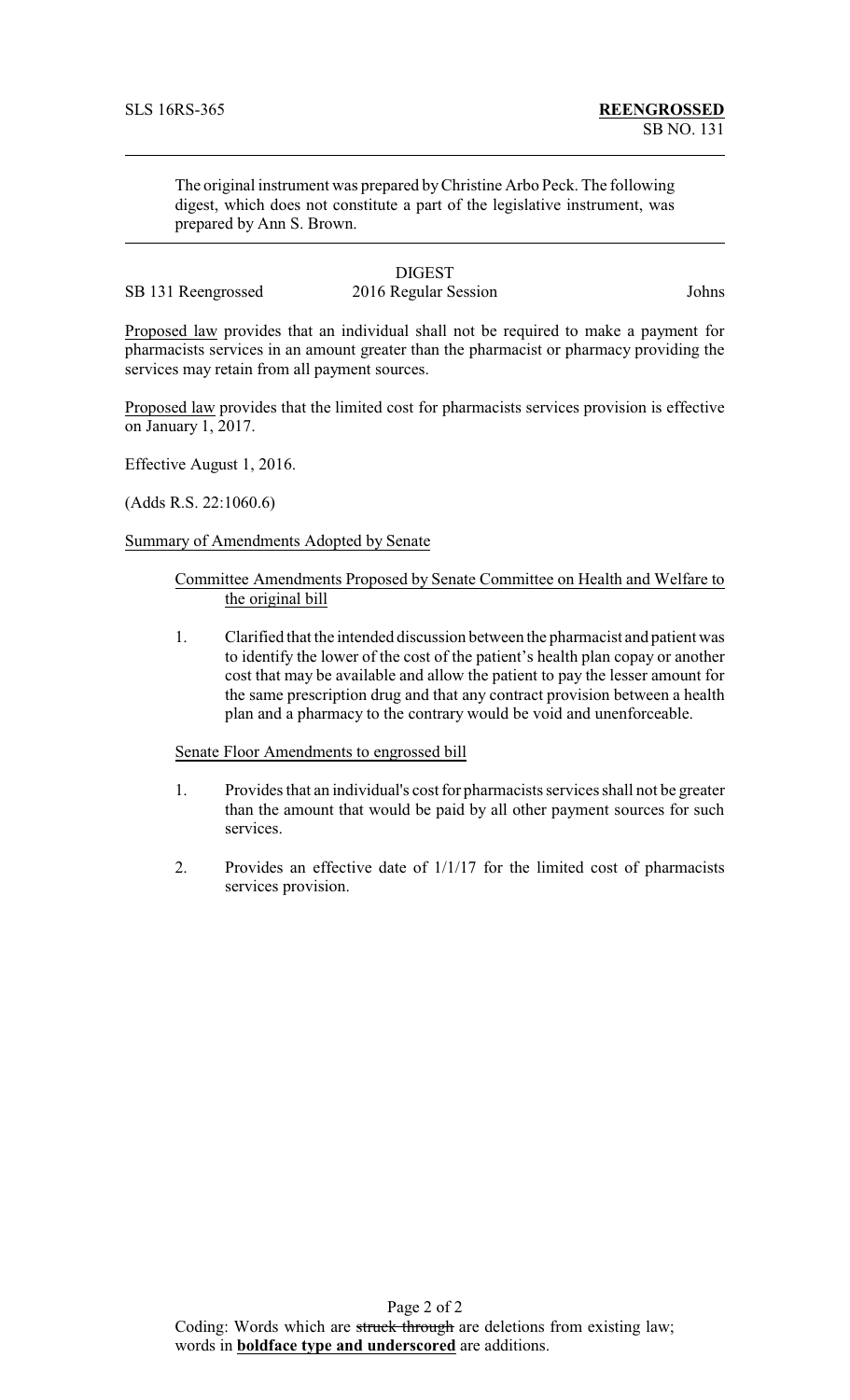SLS 16RS-365 **REENGROSSED**
SB NO. 131

The original instrument was prepared by Christine Arbo Peck. The following digest, which does not constitute a part of the legislative instrument, was prepared by Ann S. Brown.

DIGEST

SB 131 Reengrossed — 2016 Regular Session — Johns

Proposed law provides that an individual shall not be required to make a payment for pharmacists services in an amount greater than the pharmacist or pharmacy providing the services may retain from all payment sources.

Proposed law provides that the limited cost for pharmacists services provision is effective on January 1, 2017.

Effective August 1, 2016.

(Adds R.S. 22:1060.6)

Summary of Amendments Adopted by Senate

Committee Amendments Proposed by Senate Committee on Health and Welfare to the original bill

1. Clarified that the intended discussion between the pharmacist and patient was to identify the lower of the cost of the patient's health plan copay or another cost that may be available and allow the patient to pay the lesser amount for the same prescription drug and that any contract provision between a health plan and a pharmacy to the contrary would be void and unenforceable.

Senate Floor Amendments to engrossed bill

1. Provides that an individual's cost for pharmacists services shall not be greater than the amount that would be paid by all other payment sources for such services.
2. Provides an effective date of 1/1/17 for the limited cost of pharmacists services provision.

Coding: Words which are ~~struck through~~ are deletions from existing law; words in **boldface type and underscored** are additions.